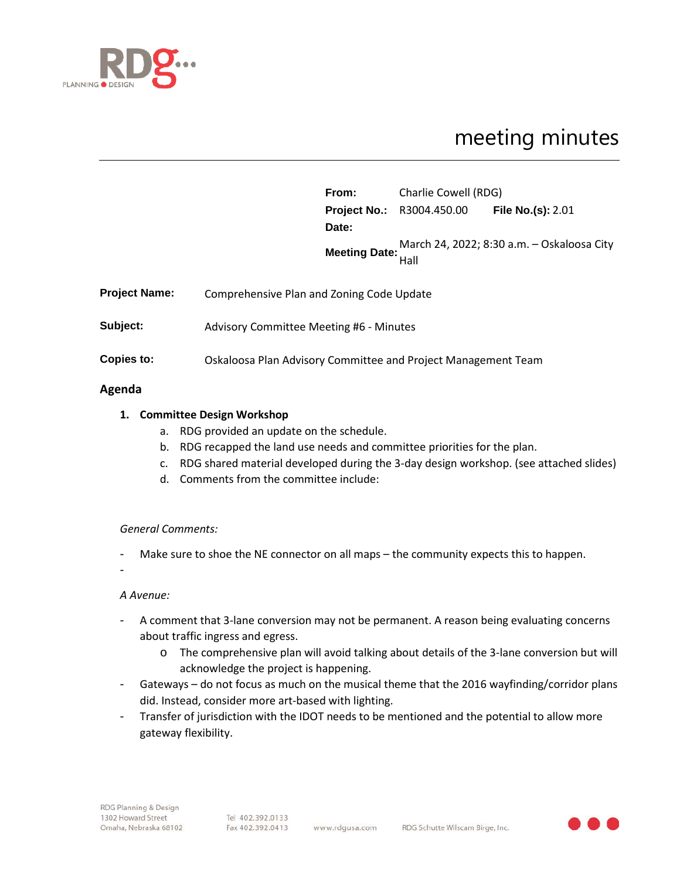# meeting minutes

| | |
|---|---|
| **From:** | Charlie Cowell (RDG) |
| **Project No.:** | R3004.450.00 **File No.(s):** 2.01 |
| **Date:** | |
| **Meeting Date:** | March 24, 2022; 8:30 a.m. – Oskaloosa City Hall |

**Project Name:** Comprehensive Plan and Zoning Code Update

**Subject:** Advisory Committee Meeting #6 - Minutes

**Copies to:** Oskaloosa Plan Advisory Committee and Project Management Team

## Agenda

1. **Committee Design Workshop**
   a. RDG provided an update on the schedule.
   b. RDG recapped the land use needs and committee priorities for the plan.
   c. RDG shared material developed during the 3-day design workshop. (see attached slides)
   d. Comments from the committee include:

*General Comments:*

- Make sure to shoe the NE connector on all maps – the community expects this to happen.
-

*A Avenue:*

- A comment that 3-lane conversion may not be permanent. A reason being evaluating concerns about traffic ingress and egress.
  - The comprehensive plan will avoid talking about details of the 3-lane conversion but will acknowledge the project is happening.
- Gateways – do not focus as much on the musical theme that the 2016 wayfinding/corridor plans did. Instead, consider more art-based with lighting.
- Transfer of jurisdiction with the IDOT needs to be mentioned and the potential to allow more gateway flexibility.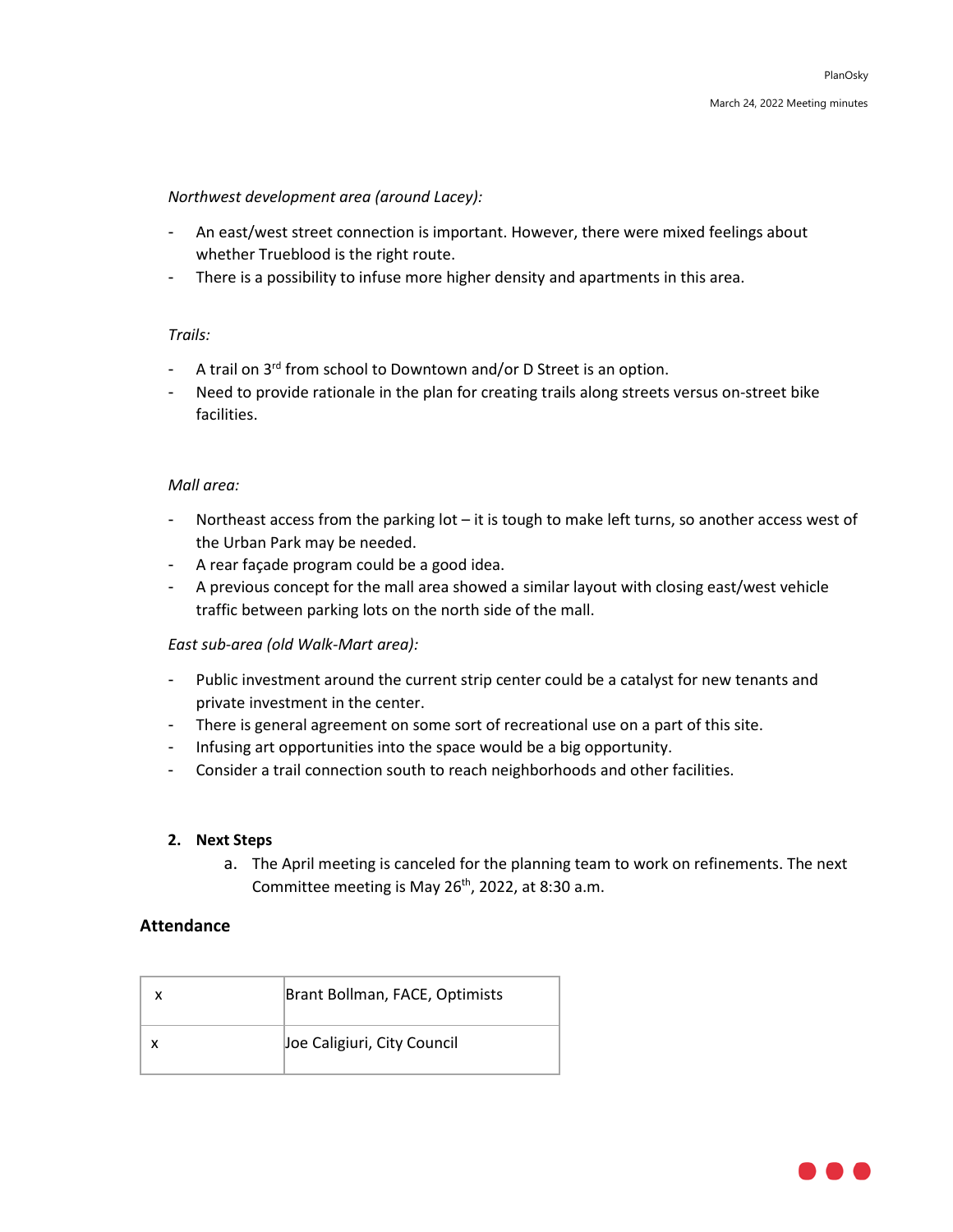*Northwest development area (around Lacey):*

- An east/west street connection is important. However, there were mixed feelings about whether Trueblood is the right route.
- There is a possibility to infuse more higher density and apartments in this area.

*Trails:*

- A trail on 3rd from school to Downtown and/or D Street is an option.
- Need to provide rationale in the plan for creating trails along streets versus on-street bike facilities.

*Mall area:*

- Northeast access from the parking lot – it is tough to make left turns, so another access west of the Urban Park may be needed.
- A rear façade program could be a good idea.
- A previous concept for the mall area showed a similar layout with closing east/west vehicle traffic between parking lots on the north side of the mall.

*East sub-area (old Walk-Mart area):*

- Public investment around the current strip center could be a catalyst for new tenants and private investment in the center.
- There is general agreement on some sort of recreational use on a part of this site.
- Infusing art opportunities into the space would be a big opportunity.
- Consider a trail connection south to reach neighborhoods and other facilities.

**2. Next Steps**

a. The April meeting is canceled for the planning team to work on refinements. The next Committee meeting is May 26th, 2022, at 8:30 a.m.

## Attendance

| | |
|---|---|
| x | Brant Bollman, FACE, Optimists |
| x | Joe Caligiuri, City Council |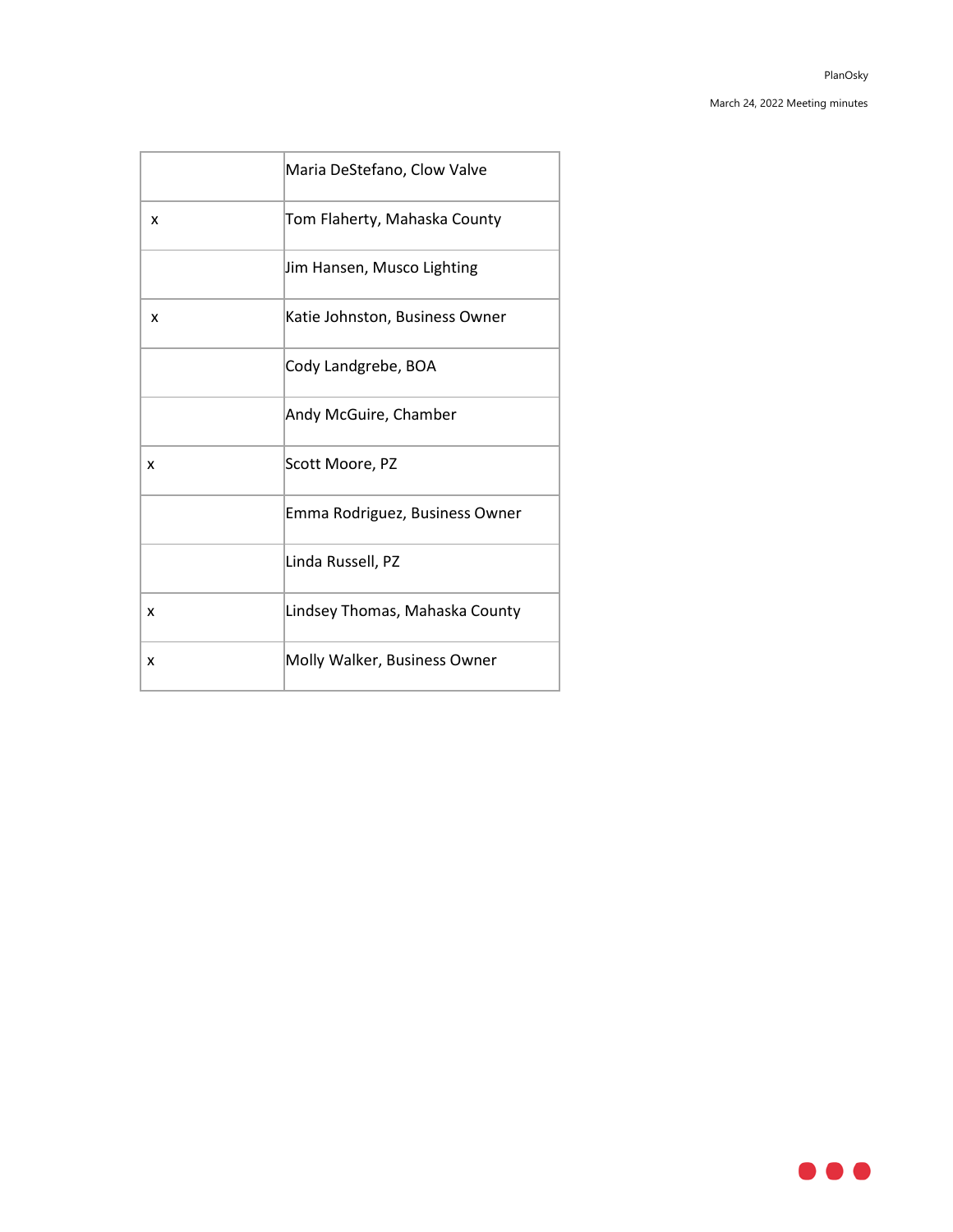| | |
|---|---|
| | Maria DeStefano, Clow Valve |
| x | Tom Flaherty, Mahaska County |
| | Jim Hansen, Musco Lighting |
| x | Katie Johnston, Business Owner |
| | Cody Landgrebe, BOA |
| | Andy McGuire, Chamber |
| x | Scott Moore, PZ |
| | Emma Rodriguez, Business Owner |
| | Linda Russell, PZ |
| x | Lindsey Thomas, Mahaska County |
| x | Molly Walker, Business Owner |